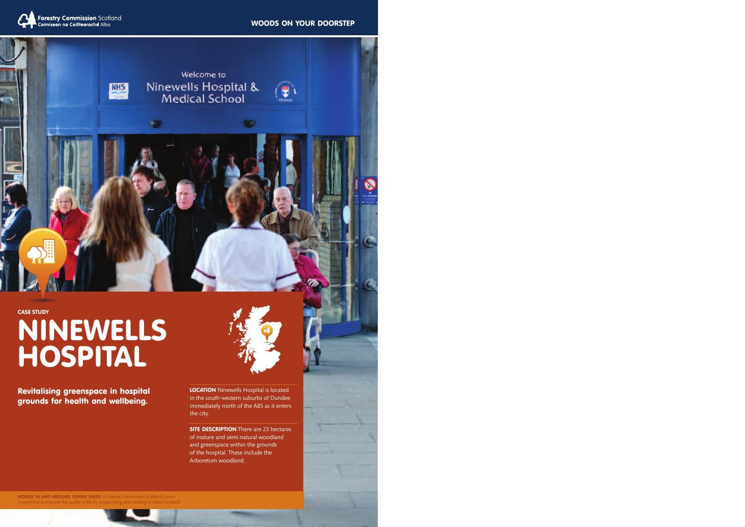Forestry Commission Scotland
Coimisean na Coilltearachd Alba

WOODS ON YOUR DOORSTEP

CASE STUDY

# NINEWELLS HOSPITAL

**Revitalising greenspace in hospital grounds for health and wellbeing.**

**LOCATION** Ninewells Hospital is located in the south-western suburbs of Dundee immediately north of the A85 as it enters the city.

**SITE DESCRIPTION** There are 23 hectares of mature and semi natural woodland and greenspace within the grounds of the hospital. These include the Arboretum woodland.

**WOODS IN AND AROUND TOWNS (WIAT)** is Forestry Commission Scotland's main programme to improve the quality of life for people living and working in urban Scotland.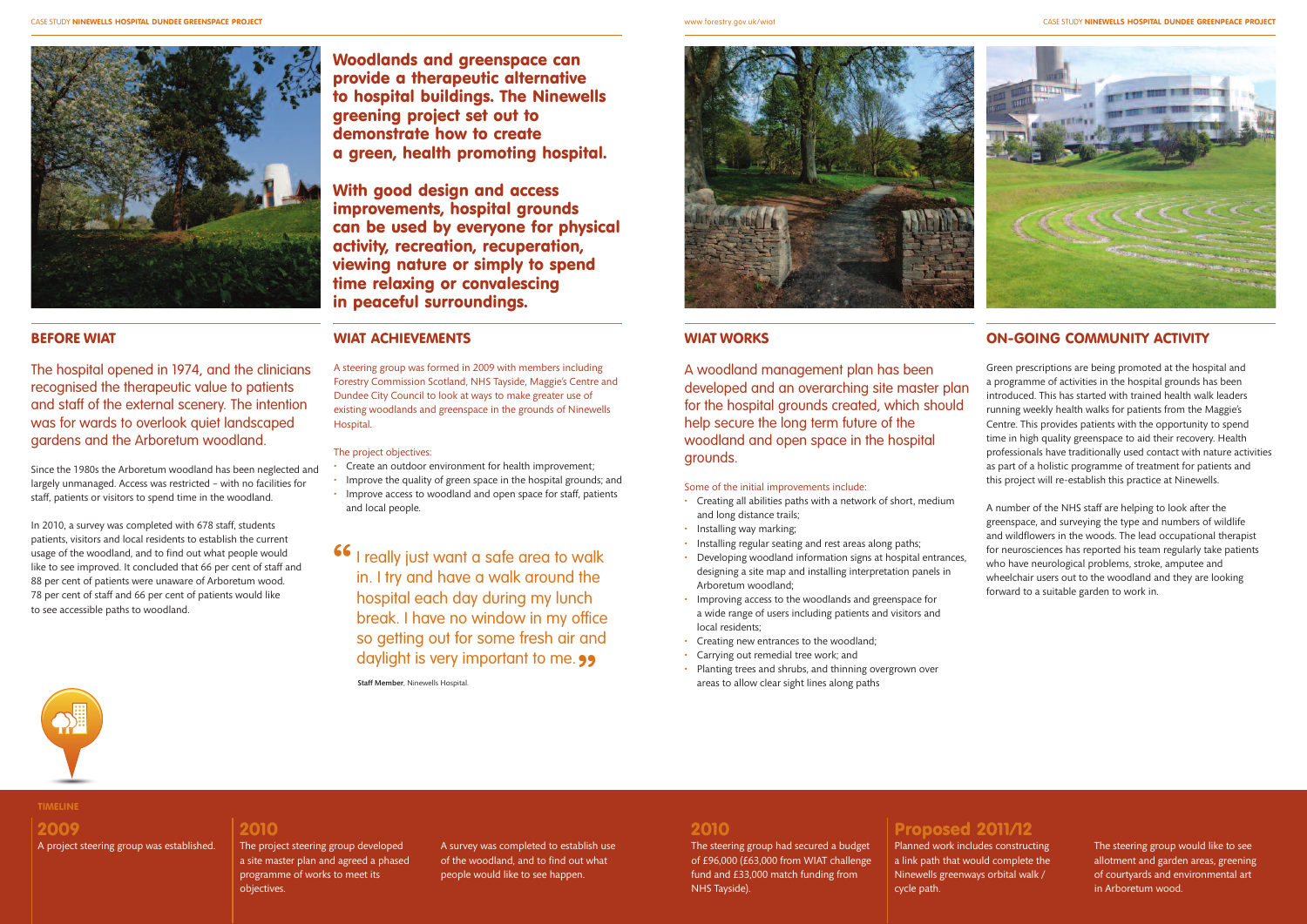**Woodlands and greenspace can provide a therapeutic alternative to hospital buildings. The Ninewells greening project set out to demonstrate how to create a green, health promoting hospital.**

**With good design and access improvements, hospital grounds can be used by everyone for physical activity, recreation, recuperation, viewing nature or simply to spend time relaxing or convalescing in peaceful surroundings.**

## BEFORE WIAT

The hospital opened in 1974, and the clinicians recognised the therapeutic value to patients and staff of the external scenery. The intention was for wards to overlook quiet landscaped gardens and the Arboretum woodland.

Since the 1980s the Arboretum woodland has been neglected and largely unmanaged. Access was restricted – with no facilities for staff, patients or visitors to spend time in the woodland.

In 2010, a survey was completed with 678 staff, students patients, visitors and local residents to establish the current usage of the woodland, and to find out what people would like to see improved. It concluded that 66 per cent of staff and 88 per cent of patients were unaware of Arboretum wood. 78 per cent of staff and 66 per cent of patients would like to see accessible paths to woodland.

## WIAT ACHIEVEMENTS

A steering group was formed in 2009 with members including Forestry Commission Scotland, NHS Tayside, Maggie's Centre and Dundee City Council to look at ways to make greater use of existing woodlands and greenspace in the grounds of Ninewells Hospital.

The project objectives:

- Create an outdoor environment for health improvement;
- Improve the quality of green space in the hospital grounds; and
- Improve access to woodland and open space for staff, patients and local people.

> "I really just want a safe area to walk in. I try and have a walk around the hospital each day during my lunch break. I have no window in my office so getting out for some fresh air and daylight is very important to me."
>
> **Staff Member**, Ninewells Hospital.

## WIAT WORKS

A woodland management plan has been developed and an overarching site master plan for the hospital grounds created, which should help secure the long term future of the woodland and open space in the hospital grounds.

Some of the initial improvements include:

- Creating all abilities paths with a network of short, medium and long distance trails;
- Installing way marking;
- Installing regular seating and rest areas along paths;
- Developing woodland information signs at hospital entrances, designing a site map and installing interpretation panels in Arboretum woodland;
- Improving access to the woodlands and greenspace for a wide range of users including patients and visitors and local residents;
- Creating new entrances to the woodland;
- Carrying out remedial tree work; and
- Planting trees and shrubs, and thinning overgrown over areas to allow clear sight lines along paths

## ON-GOING COMMUNITY ACTIVITY

Green prescriptions are being promoted at the hospital and a programme of activities in the hospital grounds has been introduced. This has started with trained health walk leaders running weekly health walks for patients from the Maggie's Centre. This provides patients with the opportunity to spend time in high quality greenspace to aid their recovery. Health professionals have traditionally used contact with nature activities as part of a holistic programme of treatment for patients and this project will re-establish this practice at Ninewells.

A number of the NHS staff are helping to look after the greenspace, and surveying the type and numbers of wildlife and wildflowers in the woods. The lead occupational therapist for neurosciences has reported his team regularly take patients who have neurological problems, stroke, amputee and wheelchair users out to the woodland and they are looking forward to a suitable garden to work in.

## TIMELINE

### 2009

A project steering group was established.

### 2010

The project steering group developed a site master plan and agreed a phased programme of works to meet its objectives.

A survey was completed to establish use of the woodland, and to find out what people would like to see happen.

### 2010

The steering group had secured a budget of £96,000 (£63,000 from WIAT challenge fund and £33,000 match funding from NHS Tayside).

### Proposed 2011/12

Planned work includes constructing a link path that would complete the Ninewells greenways orbital walk / cycle path.

The steering group would like to see allotment and garden areas, greening of courtyards and environmental art in Arboretum wood.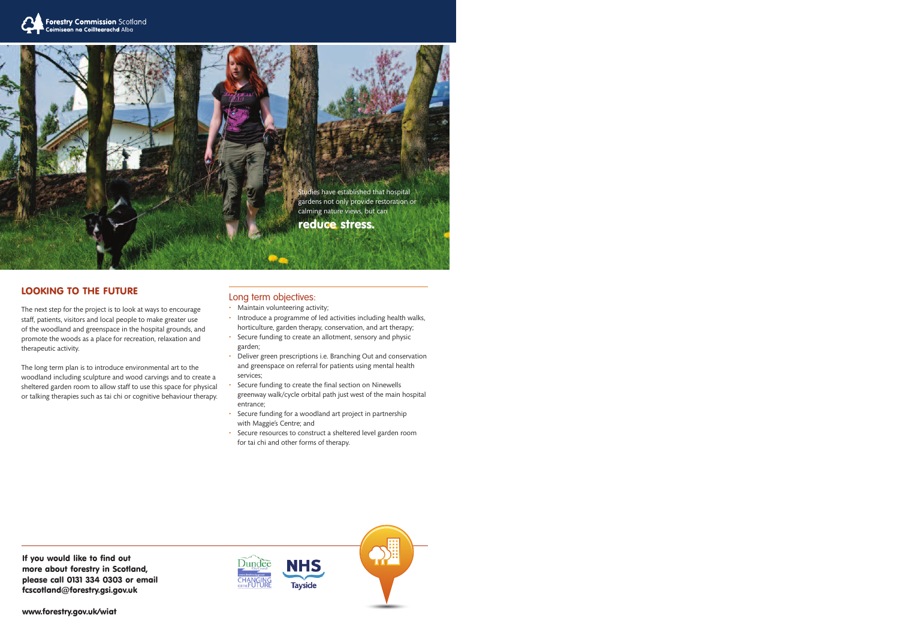Studies have established that hospital gardens not only provide restoration or calming nature views, but can **reduce stress.**

## LOOKING TO THE FUTURE

The next step for the project is to look at ways to encourage staff, patients, visitors and local people to make greater use of the woodland and greenspace in the hospital grounds, and promote the woods as a place for recreation, relaxation and therapeutic activity.

The long term plan is to introduce environmental art to the woodland including sculpture and wood carvings and to create a sheltered garden room to allow staff to use this space for physical or talking therapies such as tai chi or cognitive behaviour therapy.

### Long term objectives:

- Maintain volunteering activity;
- Introduce a programme of led activities including health walks, horticulture, garden therapy, conservation, and art therapy;
- Secure funding to create an allotment, sensory and physic garden;
- Deliver green prescriptions i.e. Branching Out and conservation and greenspace on referral for patients using mental health services;
- Secure funding to create the final section on Ninewells greenway walk/cycle orbital path just west of the main hospital entrance;
- Secure funding for a woodland art project in partnership with Maggie's Centre; and
- Secure resources to construct a sheltered level garden room for tai chi and other forms of therapy.

**If you would like to find out more about forestry in Scotland, please call 0131 334 0303 or email fcscotland@forestry.gsi.gov.uk**

**www.forestry.gov.uk/wiat**